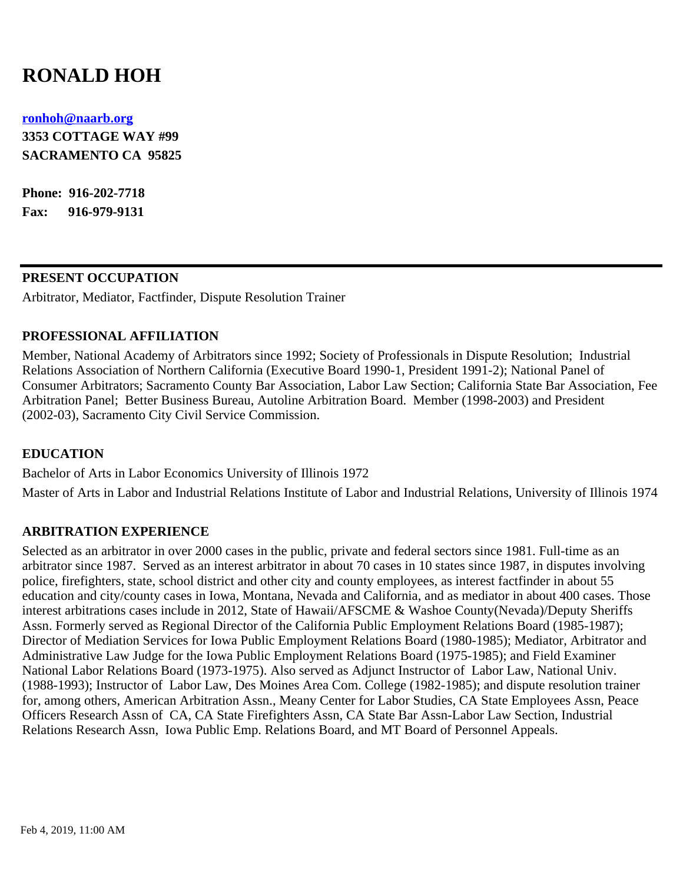# RONALD HOH

**ronhoh@naarb.org**
**3353 COTTAGE WAY #99**
**SACRAMENTO CA 95825**

**Phone: 916-202-7718**
**Fax: 916-979-9131**

---

## PRESENT OCCUPATION

Arbitrator, Mediator, Factfinder, Dispute Resolution Trainer

## PROFESSIONAL AFFILIATION

Member, National Academy of Arbitrators since 1992; Society of Professionals in Dispute Resolution; Industrial Relations Association of Northern California (Executive Board 1990-1, President 1991-2); National Panel of Consumer Arbitrators; Sacramento County Bar Association, Labor Law Section; California State Bar Association, Fee Arbitration Panel; Better Business Bureau, Autoline Arbitration Board. Member (1998-2003) and President (2002-03), Sacramento City Civil Service Commission.

## EDUCATION

Bachelor of Arts in Labor Economics University of Illinois 1972

Master of Arts in Labor and Industrial Relations Institute of Labor and Industrial Relations, University of Illinois 1974

## ARBITRATION EXPERIENCE

Selected as an arbitrator in over 2000 cases in the public, private and federal sectors since 1981. Full-time as an arbitrator since 1987. Served as an interest arbitrator in about 70 cases in 10 states since 1987, in disputes involving police, firefighters, state, school district and other city and county employees, as interest factfinder in about 55 education and city/county cases in Iowa, Montana, Nevada and California, and as mediator in about 400 cases. Those interest arbitrations cases include in 2012, State of Hawaii/AFSCME & Washoe County(Nevada)/Deputy Sheriffs Assn. Formerly served as Regional Director of the California Public Employment Relations Board (1985-1987); Director of Mediation Services for Iowa Public Employment Relations Board (1980-1985); Mediator, Arbitrator and Administrative Law Judge for the Iowa Public Employment Relations Board (1975-1985); and Field Examiner National Labor Relations Board (1973-1975). Also served as Adjunct Instructor of Labor Law, National Univ. (1988-1993); Instructor of Labor Law, Des Moines Area Com. College (1982-1985); and dispute resolution trainer for, among others, American Arbitration Assn., Meany Center for Labor Studies, CA State Employees Assn, Peace Officers Research Assn of CA, CA State Firefighters Assn, CA State Bar Assn-Labor Law Section, Industrial Relations Research Assn, Iowa Public Emp. Relations Board, and MT Board of Personnel Appeals.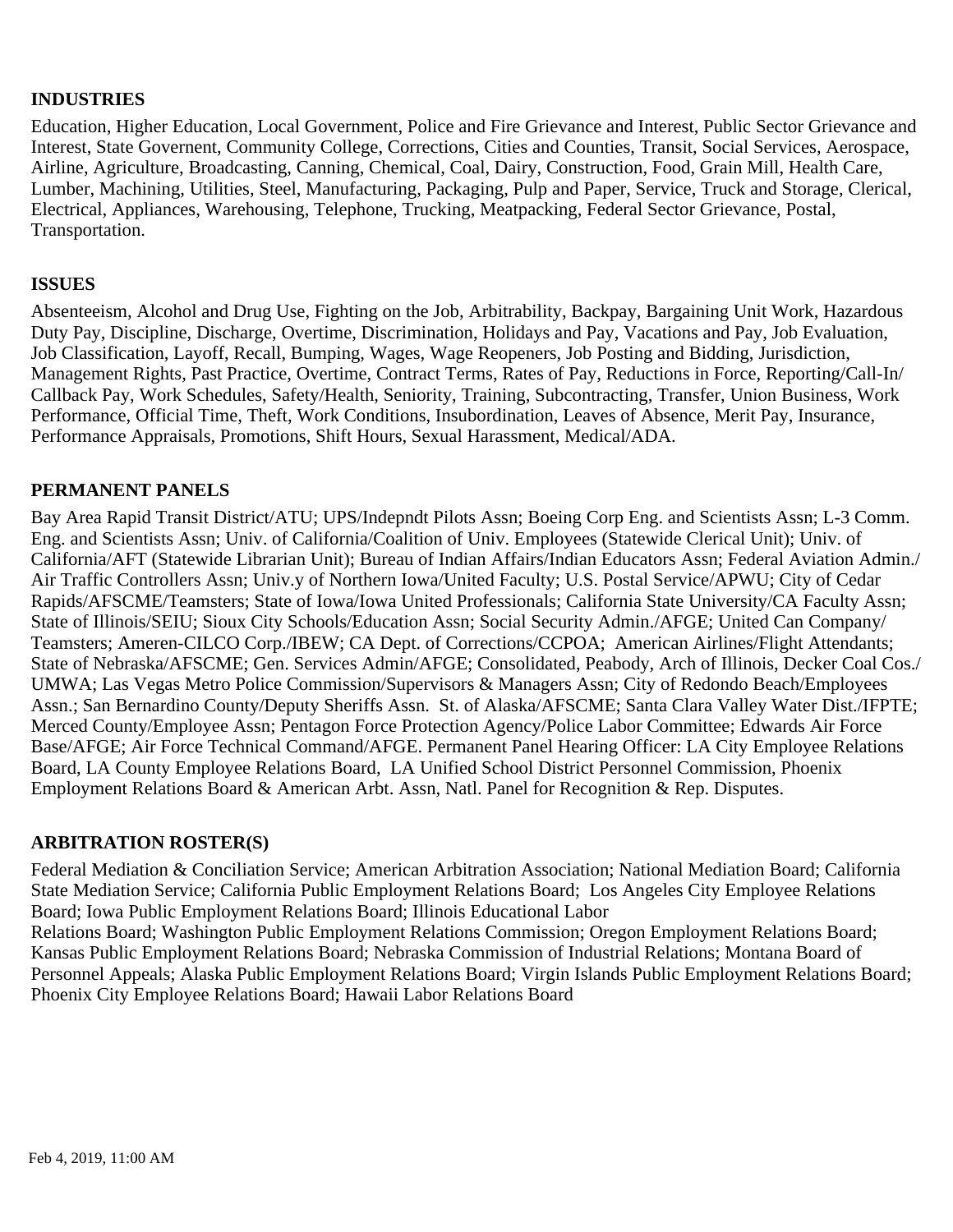**INDUSTRIES**

Education, Higher Education, Local Government, Police and Fire Grievance and Interest, Public Sector Grievance and Interest, State Government, Community College, Corrections, Cities and Counties, Transit, Social Services, Aerospace, Airline, Agriculture, Broadcasting, Canning, Chemical, Coal, Dairy, Construction, Food, Grain Mill, Health Care, Lumber, Machining, Utilities, Steel, Manufacturing, Packaging, Pulp and Paper, Service, Truck and Storage, Clerical, Electrical, Appliances, Warehousing, Telephone, Trucking, Meatpacking, Federal Sector Grievance, Postal, Transportation.

**ISSUES**

Absenteeism, Alcohol and Drug Use, Fighting on the Job, Arbitrability, Backpay, Bargaining Unit Work, Hazardous Duty Pay, Discipline, Discharge, Overtime, Discrimination, Holidays and Pay, Vacations and Pay, Job Evaluation, Job Classification, Layoff, Recall, Bumping, Wages, Wage Reopeners, Job Posting and Bidding, Jurisdiction, Management Rights, Past Practice, Overtime, Contract Terms, Rates of Pay, Reductions in Force, Reporting/Call-In/Callback Pay, Work Schedules, Safety/Health, Seniority, Training, Subcontracting, Transfer, Union Business, Work Performance, Official Time, Theft, Work Conditions, Insubordination, Leaves of Absence, Merit Pay, Insurance, Performance Appraisals, Promotions, Shift Hours, Sexual Harassment, Medical/ADA.

**PERMANENT PANELS**

Bay Area Rapid Transit District/ATU; UPS/Indepndt Pilots Assn; Boeing Corp Eng. and Scientists Assn; L-3 Comm. Eng. and Scientists Assn; Univ. of California/Coalition of Univ. Employees (Statewide Clerical Unit); Univ. of California/AFT (Statewide Librarian Unit); Bureau of Indian Affairs/Indian Educators Assn; Federal Aviation Admin./Air Traffic Controllers Assn; Univ.y of Northern Iowa/United Faculty; U.S. Postal Service/APWU; City of Cedar Rapids/AFSCME/Teamsters; State of Iowa/Iowa United Professionals; California State University/CA Faculty Assn; State of Illinois/SEIU; Sioux City Schools/Education Assn; Social Security Admin./AFGE; United Can Company/Teamsters; Ameren-CILCO Corp./IBEW; CA Dept. of Corrections/CCPOA; American Airlines/Flight Attendants; State of Nebraska/AFSCME; Gen. Services Admin/AFGE; Consolidated, Peabody, Arch of Illinois, Decker Coal Cos./UMWA; Las Vegas Metro Police Commission/Supervisors & Managers Assn; City of Redondo Beach/Employees Assn.; San Bernardino County/Deputy Sheriffs Assn. St. of Alaska/AFSCME; Santa Clara Valley Water Dist./IFPTE; Merced County/Employee Assn; Pentagon Force Protection Agency/Police Labor Committee; Edwards Air Force Base/AFGE; Air Force Technical Command/AFGE. Permanent Panel Hearing Officer: LA City Employee Relations Board, LA County Employee Relations Board, LA Unified School District Personnel Commission, Phoenix Employment Relations Board & American Arbt. Assn, Natl. Panel for Recognition & Rep. Disputes.

**ARBITRATION ROSTER(S)**

Federal Mediation & Conciliation Service; American Arbitration Association; National Mediation Board; California State Mediation Service; California Public Employment Relations Board; Los Angeles City Employee Relations Board; Iowa Public Employment Relations Board; Illinois Educational Labor Relations Board; Washington Public Employment Relations Commission; Oregon Employment Relations Board; Kansas Public Employment Relations Board; Nebraska Commission of Industrial Relations; Montana Board of Personnel Appeals; Alaska Public Employment Relations Board; Virgin Islands Public Employment Relations Board; Phoenix City Employee Relations Board; Hawaii Labor Relations Board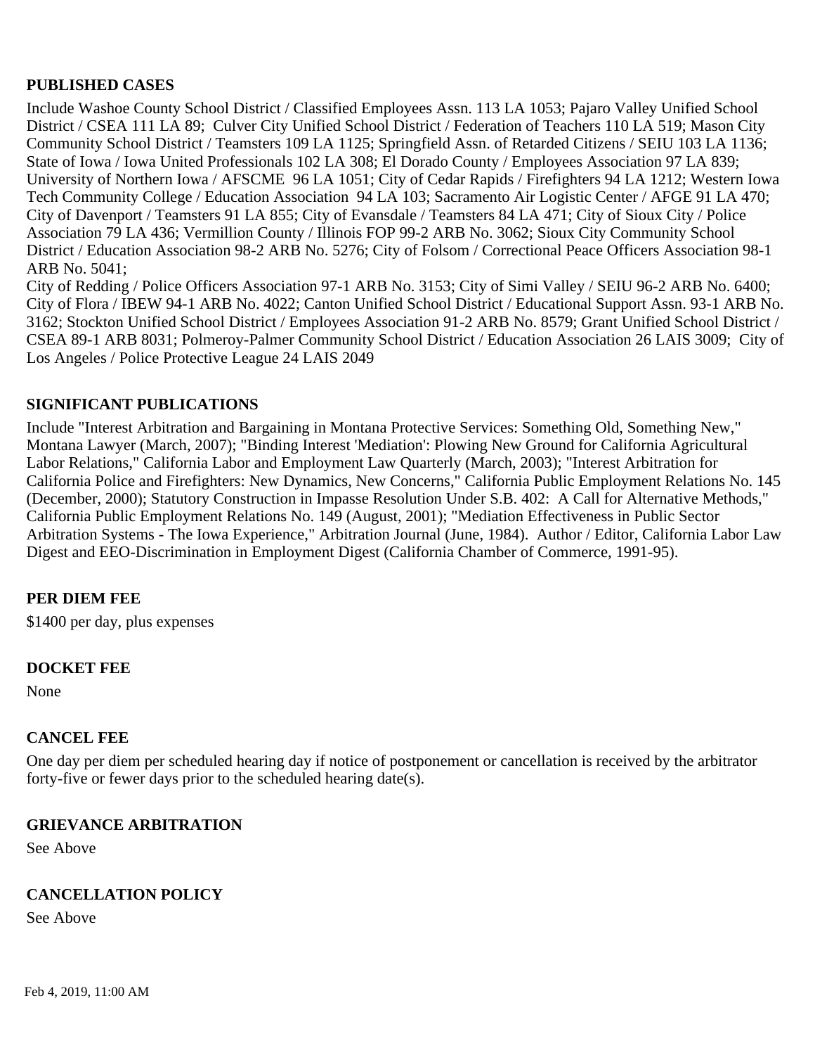## PUBLISHED CASES

Include Washoe County School District / Classified Employees Assn. 113 LA 1053; Pajaro Valley Unified School District / CSEA 111 LA 89; Culver City Unified School District / Federation of Teachers 110 LA 519; Mason City Community School District / Teamsters 109 LA 1125; Springfield Assn. of Retarded Citizens / SEIU 103 LA 1136; State of Iowa / Iowa United Professionals 102 LA 308; El Dorado County / Employees Association 97 LA 839; University of Northern Iowa / AFSCME 96 LA 1051; City of Cedar Rapids / Firefighters 94 LA 1212; Western Iowa Tech Community College / Education Association 94 LA 103; Sacramento Air Logistic Center / AFGE 91 LA 470; City of Davenport / Teamsters 91 LA 855; City of Evansdale / Teamsters 84 LA 471; City of Sioux City / Police Association 79 LA 436; Vermillion County / Illinois FOP 99-2 ARB No. 3062; Sioux City Community School District / Education Association 98-2 ARB No. 5276; City of Folsom / Correctional Peace Officers Association 98-1 ARB No. 5041;
City of Redding / Police Officers Association 97-1 ARB No. 3153; City of Simi Valley / SEIU 96-2 ARB No. 6400; City of Flora / IBEW 94-1 ARB No. 4022; Canton Unified School District / Educational Support Assn. 93-1 ARB No. 3162; Stockton Unified School District / Employees Association 91-2 ARB No. 8579; Grant Unified School District / CSEA 89-1 ARB 8031; Polmeroy-Palmer Community School District / Education Association 26 LAIS 3009; City of Los Angeles / Police Protective League 24 LAIS 2049

## SIGNIFICANT PUBLICATIONS

Include "Interest Arbitration and Bargaining in Montana Protective Services: Something Old, Something New," Montana Lawyer (March, 2007); "Binding Interest 'Mediation': Plowing New Ground for California Agricultural Labor Relations," California Labor and Employment Law Quarterly (March, 2003); "Interest Arbitration for California Police and Firefighters: New Dynamics, New Concerns," California Public Employment Relations No. 145 (December, 2000); Statutory Construction in Impasse Resolution Under S.B. 402: A Call for Alternative Methods," California Public Employment Relations No. 149 (August, 2001); "Mediation Effectiveness in Public Sector Arbitration Systems - The Iowa Experience," Arbitration Journal (June, 1984). Author / Editor, California Labor Law Digest and EEO-Discrimination in Employment Digest (California Chamber of Commerce, 1991-95).

## PER DIEM FEE

$1400 per day, plus expenses

## DOCKET FEE

None

## CANCEL FEE

One day per diem per scheduled hearing day if notice of postponement or cancellation is received by the arbitrator forty-five or fewer days prior to the scheduled hearing date(s).

## GRIEVANCE ARBITRATION

See Above

## CANCELLATION POLICY

See Above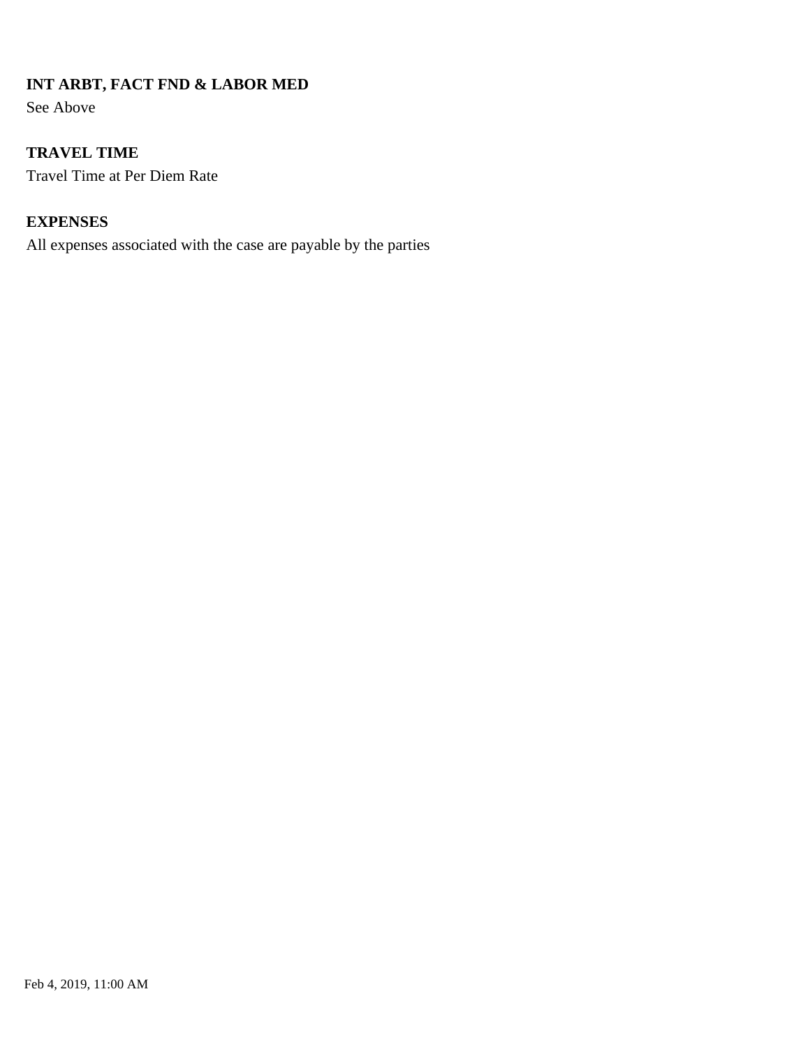**INT ARBT, FACT FND & LABOR MED**

See Above

**TRAVEL TIME**

Travel Time at Per Diem Rate

**EXPENSES**

All expenses associated with the case are payable by the parties